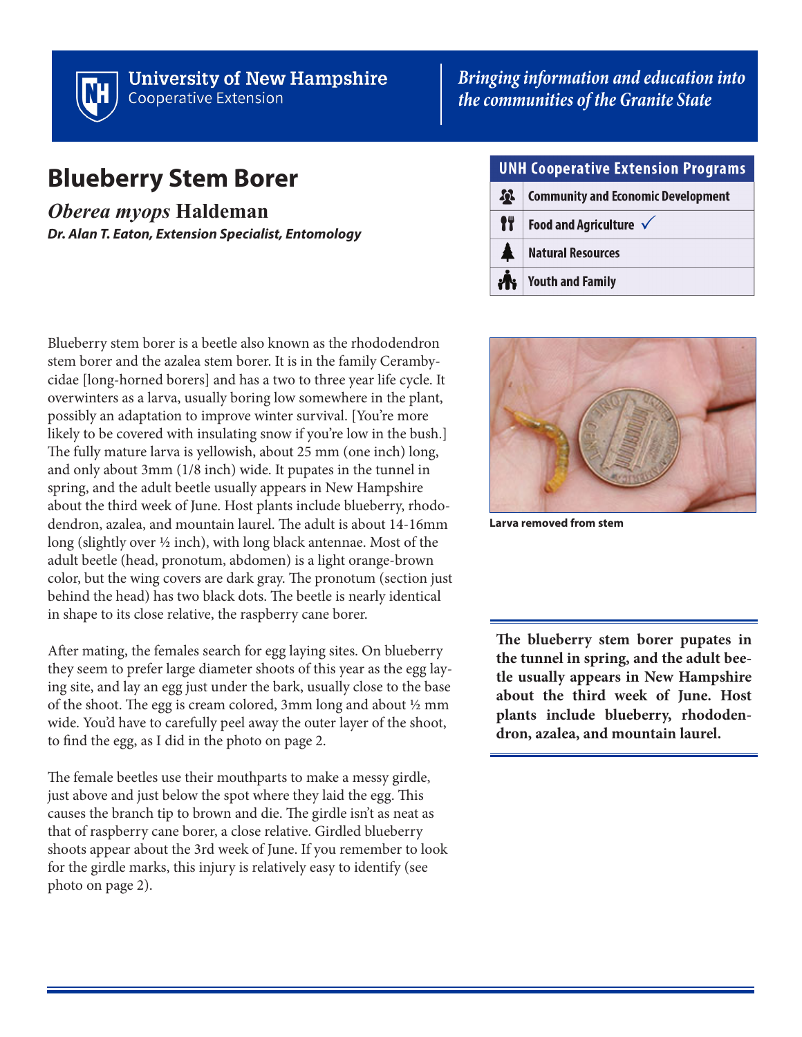University of New Hampshire
Cooperative Extension

*Bringing information and education into the communities of the Granite State*

# Blueberry Stem Borer

## *Oberea myops* Haldeman

***Dr. Alan T. Eaton, Extension Specialist, Entomology***

| UNH Cooperative Extension Programs |
|---|
| Community and Economic Development |
| Food and Agriculture ✓ |
| Natural Resources |
| Youth and Family |

Blueberry stem borer is a beetle also known as the rhododendron stem borer and the azalea stem borer. It is in the family Cerambycidae [long-horned borers] and has a two to three year life cycle. It overwinters as a larva, usually boring low somewhere in the plant, possibly an adaptation to improve winter survival. [You're more likely to be covered with insulating snow if you're low in the bush.] The fully mature larva is yellowish, about 25 mm (one inch) long, and only about 3mm (1/8 inch) wide. It pupates in the tunnel in spring, and the adult beetle usually appears in New Hampshire about the third week of June. Host plants include blueberry, rhododendron, azalea, and mountain laurel. The adult is about 14-16mm long (slightly over ½ inch), with long black antennae. Most of the adult beetle (head, pronotum, abdomen) is a light orange-brown color, but the wing covers are dark gray. The pronotum (section just behind the head) has two black dots. The beetle is nearly identical in shape to its close relative, the raspberry cane borer.

Larva removed from stem

After mating, the females search for egg laying sites. On blueberry they seem to prefer large diameter shoots of this year as the egg laying site, and lay an egg just under the bark, usually close to the base of the shoot. The egg is cream colored, 3mm long and about ½ mm wide. You'd have to carefully peel away the outer layer of the shoot, to find the egg, as I did in the photo on page 2.

**The blueberry stem borer pupates in the tunnel in spring, and the adult beetle usually appears in New Hampshire about the third week of June. Host plants include blueberry, rhododendron, azalea, and mountain laurel.**

The female beetles use their mouthparts to make a messy girdle, just above and just below the spot where they laid the egg. This causes the branch tip to brown and die. The girdle isn't as neat as that of raspberry cane borer, a close relative. Girdled blueberry shoots appear about the 3rd week of June. If you remember to look for the girdle marks, this injury is relatively easy to identify (see photo on page 2).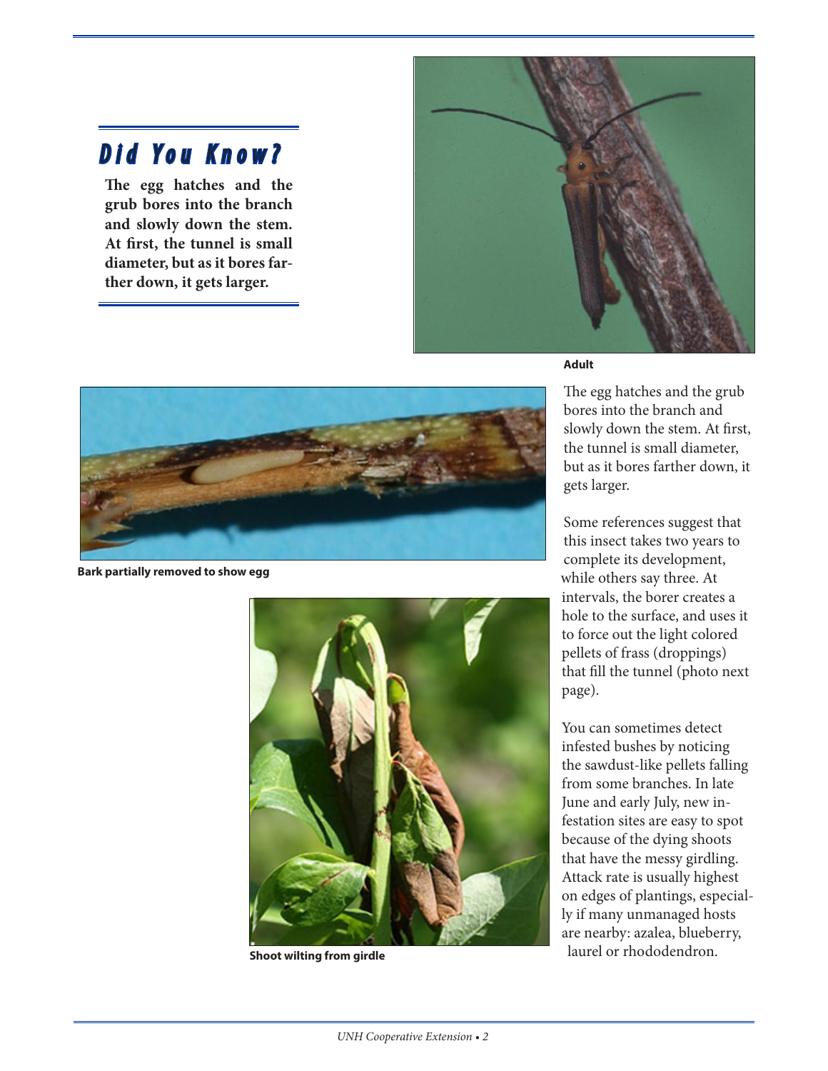## Did You Know?

**The egg hatches and the grub bores into the branch and slowly down the stem. At first, the tunnel is small diameter, but as it bores farther down, it gets larger.**

**Adult**

**Bark partially removed to show egg**

**Shoot wilting from girdle**

The egg hatches and the grub bores into the branch and slowly down the stem. At first, the tunnel is small diameter, but as it bores farther down, it gets larger.

Some references suggest that this insect takes two years to complete its development, while others say three. At intervals, the borer creates a hole to the surface, and uses it to force out the light colored pellets of frass (droppings) that fill the tunnel (photo next page).

You can sometimes detect infested bushes by noticing the sawdust-like pellets falling from some branches. In late June and early July, new infestation sites are easy to spot because of the dying shoots that have the messy girdling. Attack rate is usually highest on edges of plantings, especially if many unmanaged hosts are nearby: azalea, blueberry, laurel or rhododendron.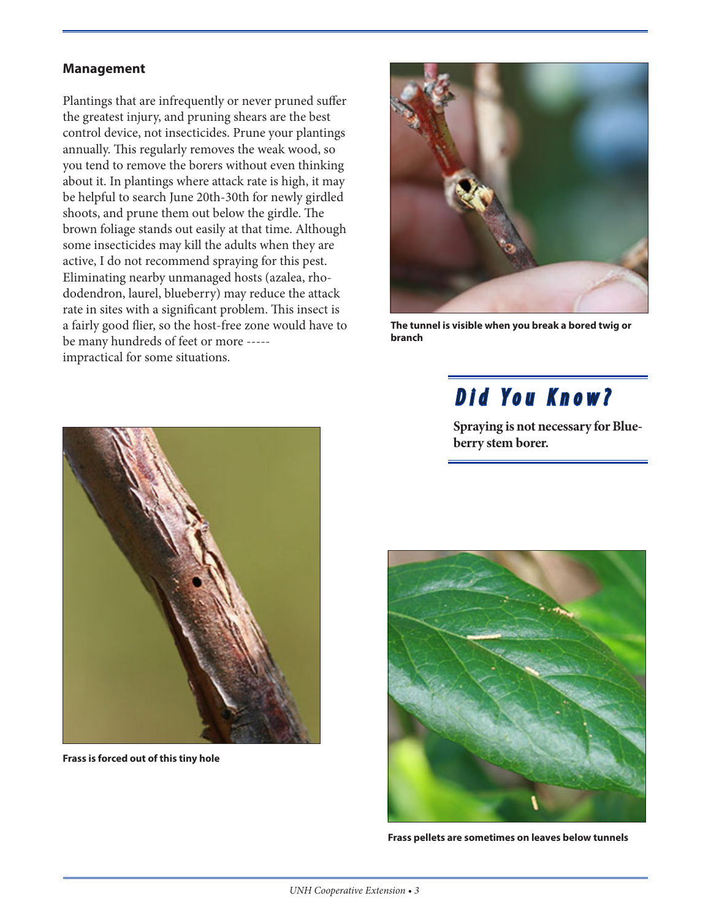### Management

Plantings that are infrequently or never pruned suffer the greatest injury, and pruning shears are the best control device, not insecticides. Prune your plantings annually. This regularly removes the weak wood, so you tend to remove the borers without even thinking about it. In plantings where attack rate is high, it may be helpful to search June 20th-30th for newly girdled shoots, and prune them out below the girdle. The brown foliage stands out easily at that time. Although some insecticides may kill the adults when they are active, I do not recommend spraying for this pest. Eliminating nearby unmanaged hosts (azalea, rhododendron, laurel, blueberry) may reduce the attack rate in sites with a significant problem. This insect is a fairly good flier, so the host-free zone would have to be many hundreds of feet or more ----- impractical for some situations.

**The tunnel is visible when you break a bored twig or branch**

## Did You Know?

**Spraying is not necessary for Blueberry stem borer.**

**Frass is forced out of this tiny hole**

**Frass pellets are sometimes on leaves below tunnels**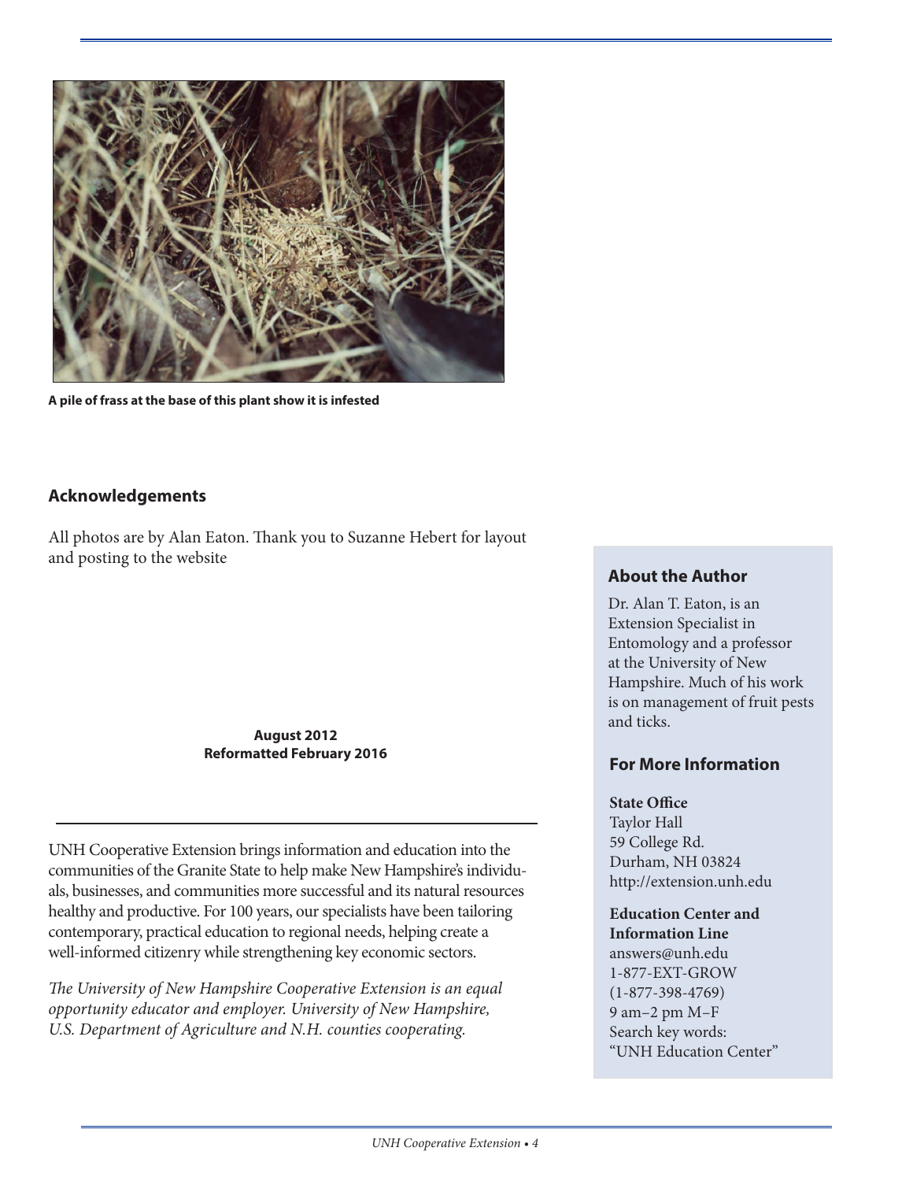A pile of frass at the base of this plant show it is infested

## Acknowledgements

All photos are by Alan Eaton. Thank you to Suzanne Hebert for layout and posting to the website

**August 2012**
**Reformatted February 2016**

---

UNH Cooperative Extension brings information and education into the communities of the Granite State to help make New Hampshire's individuals, businesses, and communities more successful and its natural resources healthy and productive. For 100 years, our specialists have been tailoring contemporary, practical education to regional needs, helping create a well-informed citizenry while strengthening key economic sectors.

*The University of New Hampshire Cooperative Extension is an equal opportunity educator and employer. University of New Hampshire, U.S. Department of Agriculture and N.H. counties cooperating.*

## About the Author

Dr. Alan T. Eaton, is an Extension Specialist in Entomology and a professor at the University of New Hampshire. Much of his work is on management of fruit pests and ticks.

## For More Information

**State Office**
Taylor Hall
59 College Rd.
Durham, NH 03824
http://extension.unh.edu

**Education Center and Information Line**
answers@unh.edu
1-877-EXT-GROW
(1-877-398-4769)
9 am–2 pm M–F
Search key words:
"UNH Education Center"